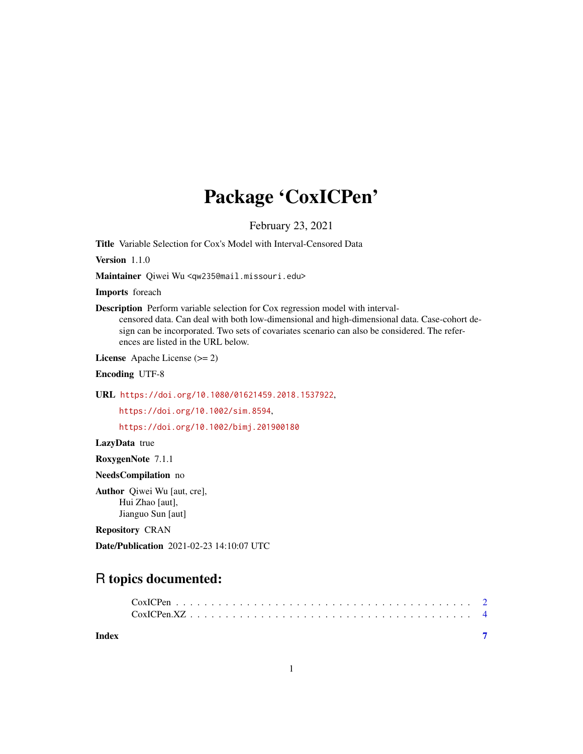# Package 'CoxICPen'

February 23, 2021

**Title** Variable Selection for Cox's Model with Interval-Censored Data

**Version** 1.1.0

**Maintainer** Qiwei Wu <qw235@mail.missouri.edu>

**Imports** foreach

**Description** Perform variable selection for Cox regression model with interval-censored data. Can deal with both low-dimensional and high-dimensional data. Case-cohort design can be incorporated. Two sets of covariates scenario can also be considered. The references are listed in the URL below.

**License** Apache License (>= 2)

**Encoding** UTF-8

**URL** https://doi.org/10.1080/01621459.2018.1537922,
https://doi.org/10.1002/sim.8594,
https://doi.org/10.1002/bimj.201900180

**LazyData** true

**RoxygenNote** 7.1.1

**NeedsCompilation** no

**Author** Qiwei Wu [aut, cre],
Hui Zhao [aut],
Jianguo Sun [aut]

**Repository** CRAN

**Date/Publication** 2021-02-23 14:10:07 UTC

## R topics documented:

- CoxICPen . . . . . . . . . . . . . . . . . . . . . . . . . . . . . . . . . . . . . . . . . . 2
- CoxICPen.XZ . . . . . . . . . . . . . . . . . . . . . . . . . . . . . . . . . . . . . . . 4

**Index** 7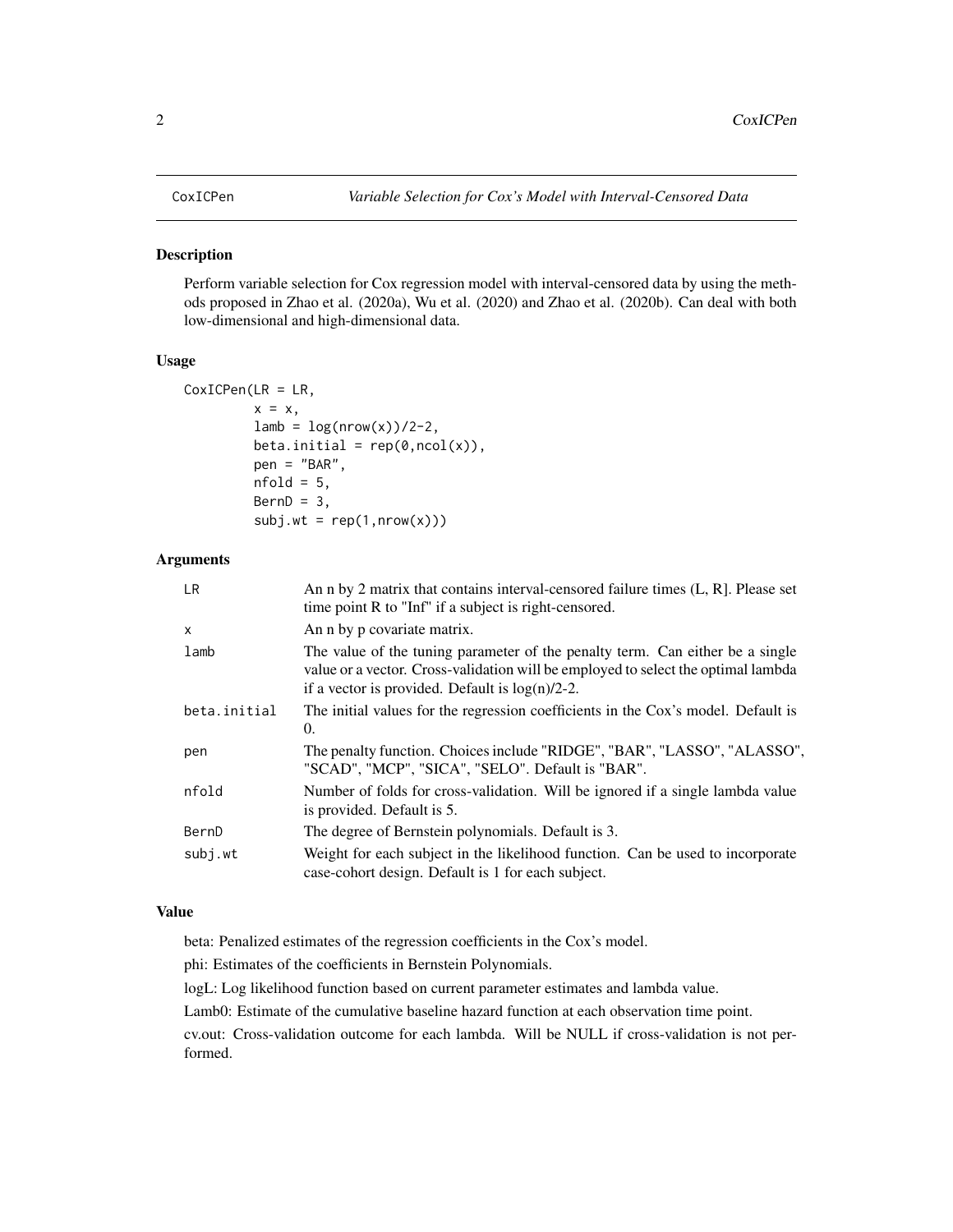CoxICPen *Variable Selection for Cox's Model with Interval-Censored Data*

## Description

Perform variable selection for Cox regression model with interval-censored data by using the methods proposed in Zhao et al. (2020a), Wu et al. (2020) and Zhao et al. (2020b). Can deal with both low-dimensional and high-dimensional data.

## Usage

```
CoxICPen(LR = LR,
         x = x,
         lamb = log(nrow(x))/2-2,
         beta.initial = rep(0,ncol(x)),
         pen = "BAR",
         nfold = 5,
         BernD = 3,
         subj.wt = rep(1,nrow(x)))
```

## Arguments

| | |
|---|---|
| LR | An n by 2 matrix that contains interval-censored failure times (L, R]. Please set time point R to "Inf" if a subject is right-censored. |
| x | An n by p covariate matrix. |
| lamb | The value of the tuning parameter of the penalty term. Can either be a single value or a vector. Cross-validation will be employed to select the optimal lambda if a vector is provided. Default is log(n)/2-2. |
| beta.initial | The initial values for the regression coefficients in the Cox's model. Default is 0. |
| pen | The penalty function. Choices include "RIDGE", "BAR", "LASSO", "ALASSO", "SCAD", "MCP", "SICA", "SELO". Default is "BAR". |
| nfold | Number of folds for cross-validation. Will be ignored if a single lambda value is provided. Default is 5. |
| BernD | The degree of Bernstein polynomials. Default is 3. |
| subj.wt | Weight for each subject in the likelihood function. Can be used to incorporate case-cohort design. Default is 1 for each subject. |

## Value

beta: Penalized estimates of the regression coefficients in the Cox's model.

phi: Estimates of the coefficients in Bernstein Polynomials.

logL: Log likelihood function based on current parameter estimates and lambda value.

Lamb0: Estimate of the cumulative baseline hazard function at each observation time point.

cv.out: Cross-validation outcome for each lambda. Will be NULL if cross-validation is not performed.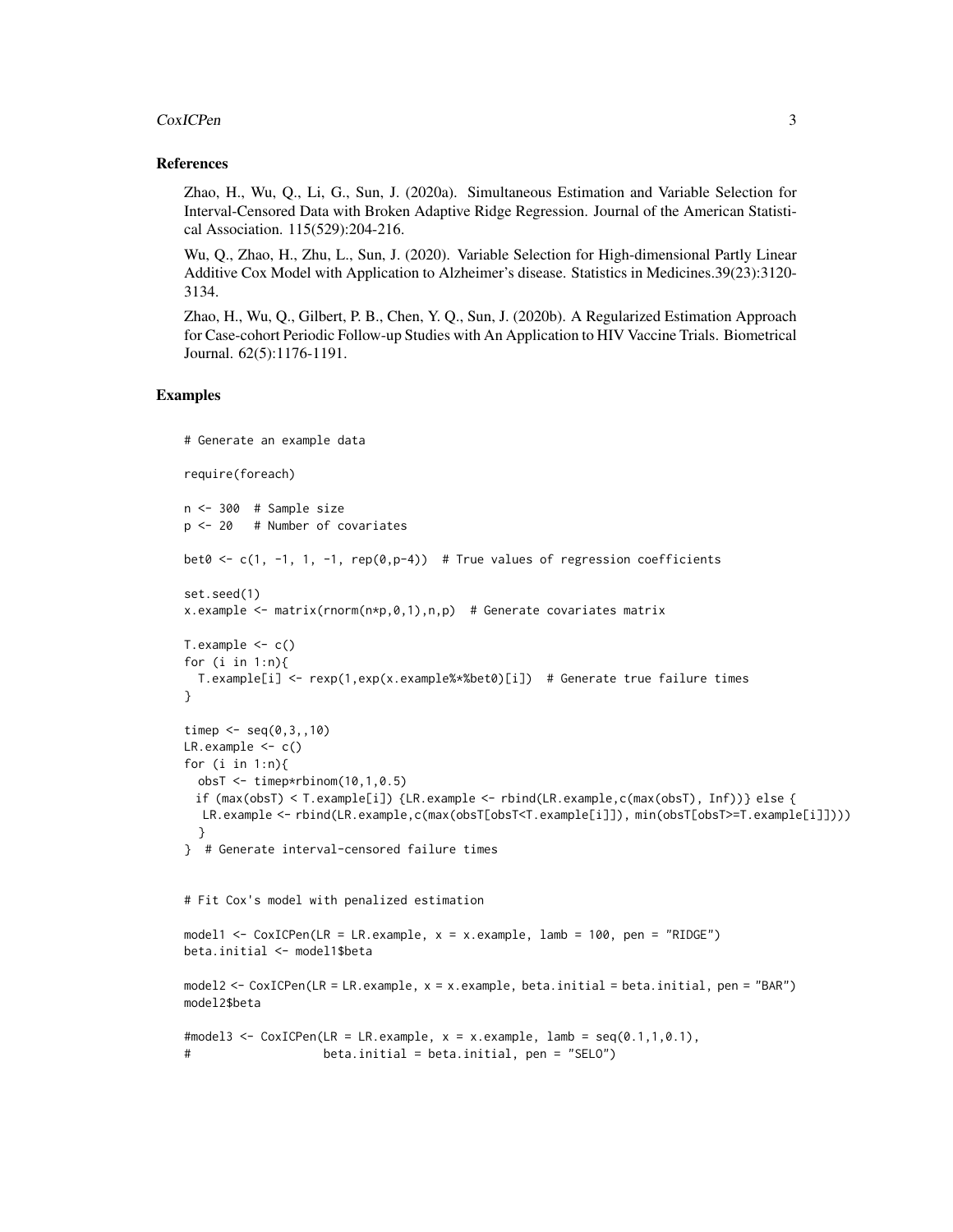## References

Zhao, H., Wu, Q., Li, G., Sun, J. (2020a). Simultaneous Estimation and Variable Selection for Interval-Censored Data with Broken Adaptive Ridge Regression. Journal of the American Statistical Association. 115(529):204-216.

Wu, Q., Zhao, H., Zhu, L., Sun, J. (2020). Variable Selection for High-dimensional Partly Linear Additive Cox Model with Application to Alzheimer's disease. Statistics in Medicines.39(23):3120-3134.

Zhao, H., Wu, Q., Gilbert, P. B., Chen, Y. Q., Sun, J. (2020b). A Regularized Estimation Approach for Case-cohort Periodic Follow-up Studies with An Application to HIV Vaccine Trials. Biometrical Journal. 62(5):1176-1191.

## Examples

```
# Generate an example data

require(foreach)

n <- 300  # Sample size
p <- 20   # Number of covariates

bet0 <- c(1, -1, 1, -1, rep(0,p-4))  # True values of regression coefficients

set.seed(1)
x.example <- matrix(rnorm(n*p,0,1),n,p)  # Generate covariates matrix

T.example <- c()
for (i in 1:n){
  T.example[i] <- rexp(1,exp(x.example%*%bet0)[i])  # Generate true failure times
}

timep <- seq(0,3,,10)
LR.example <- c()
for (i in 1:n){
  obsT <- timep*rbinom(10,1,0.5)
  if (max(obsT) < T.example[i]) {LR.example <- rbind(LR.example,c(max(obsT), Inf))} else {
   LR.example <- rbind(LR.example,c(max(obsT[obsT<T.example[i]]), min(obsT[obsT>=T.example[i]])))
  }
}  # Generate interval-censored failure times


# Fit Cox's model with penalized estimation

model1 <- CoxICPen(LR = LR.example, x = x.example, lamb = 100, pen = "RIDGE")
beta.initial <- model1$beta

model2 <- CoxICPen(LR = LR.example, x = x.example, beta.initial = beta.initial, pen = "BAR")
model2$beta

#model3 <- CoxICPen(LR = LR.example, x = x.example, lamb = seq(0.1,1,0.1),
#                   beta.initial = beta.initial, pen = "SELO")
```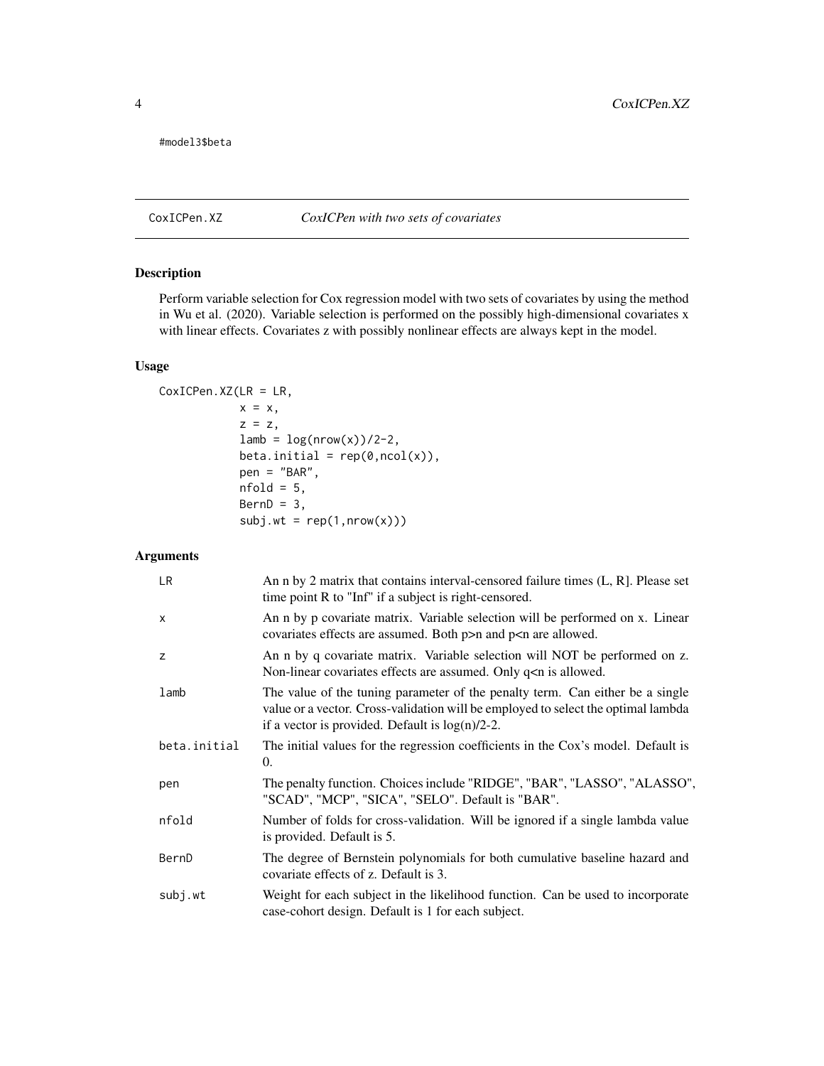```
#model3$beta
```

## CoxICPen.XZ — *CoxICPen with two sets of covariates*

### Description

Perform variable selection for Cox regression model with two sets of covariates by using the method in Wu et al. (2020). Variable selection is performed on the possibly high-dimensional covariates x with linear effects. Covariates z with possibly nonlinear effects are always kept in the model.

### Usage

```
CoxICPen.XZ(LR = LR,
            x = x,
            z = z,
            lamb = log(nrow(x))/2-2,
            beta.initial = rep(0,ncol(x)),
            pen = "BAR",
            nfold = 5,
            BernD = 3,
            subj.wt = rep(1,nrow(x)))
```

### Arguments

| Argument | Description |
|---|---|
| `LR` | An n by 2 matrix that contains interval-censored failure times (L, R]. Please set time point R to "Inf" if a subject is right-censored. |
| `x` | An n by p covariate matrix. Variable selection will be performed on x. Linear covariates effects are assumed. Both p>n and p<n are allowed. |
| `z` | An n by q covariate matrix. Variable selection will NOT be performed on z. Non-linear covariates effects are assumed. Only q<n is allowed. |
| `lamb` | The value of the tuning parameter of the penalty term. Can either be a single value or a vector. Cross-validation will be employed to select the optimal lambda if a vector is provided. Default is log(n)/2-2. |
| `beta.initial` | The initial values for the regression coefficients in the Cox's model. Default is 0. |
| `pen` | The penalty function. Choices include "RIDGE", "BAR", "LASSO", "ALASSO", "SCAD", "MCP", "SICA", "SELO". Default is "BAR". |
| `nfold` | Number of folds for cross-validation. Will be ignored if a single lambda value is provided. Default is 5. |
| `BernD` | The degree of Bernstein polynomials for both cumulative baseline hazard and covariate effects of z. Default is 3. |
| `subj.wt` | Weight for each subject in the likelihood function. Can be used to incorporate case-cohort design. Default is 1 for each subject. |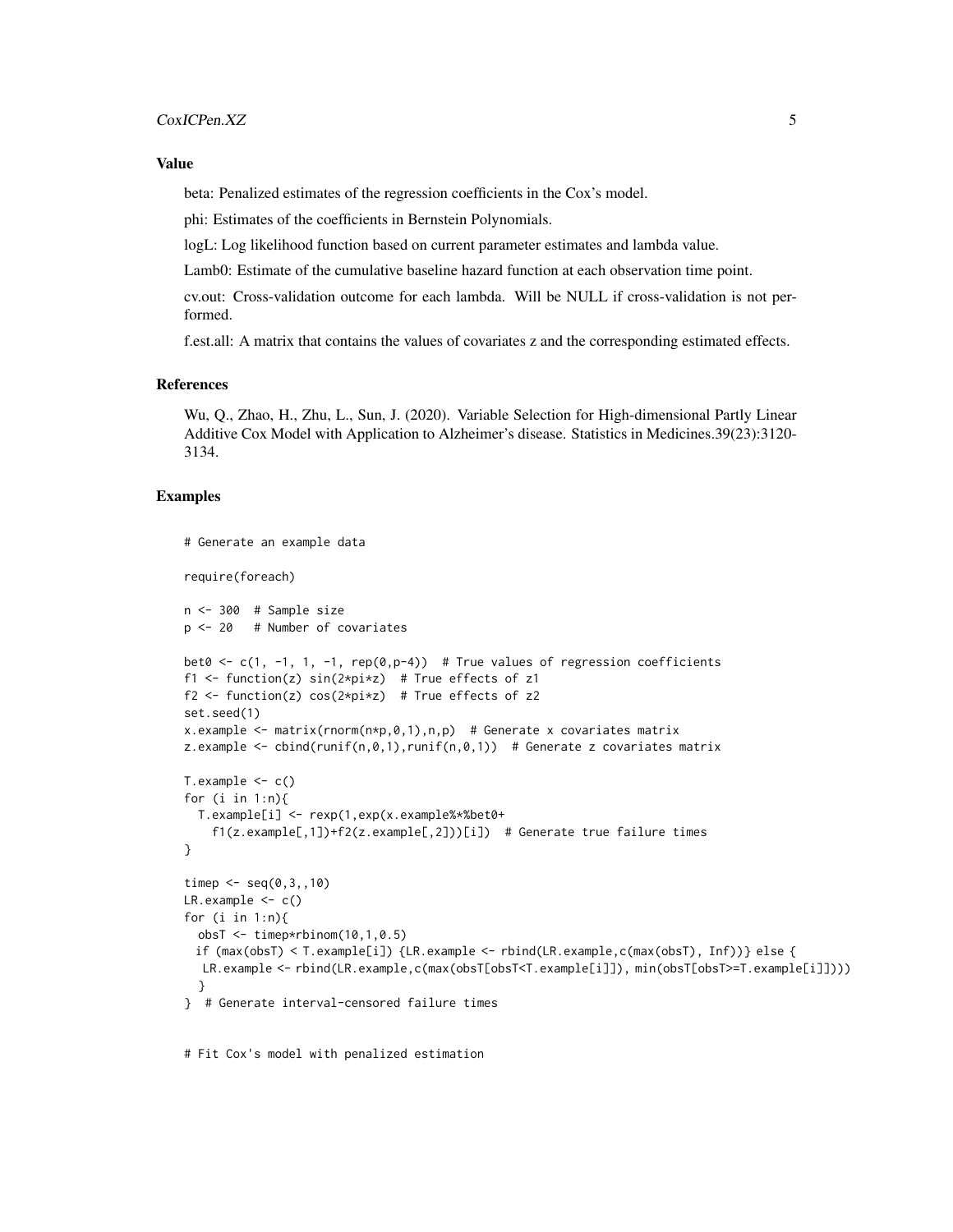### Value

beta: Penalized estimates of the regression coefficients in the Cox's model.

phi: Estimates of the coefficients in Bernstein Polynomials.

logL: Log likelihood function based on current parameter estimates and lambda value.

Lamb0: Estimate of the cumulative baseline hazard function at each observation time point.

cv.out: Cross-validation outcome for each lambda. Will be NULL if cross-validation is not performed.

f.est.all: A matrix that contains the values of covariates z and the corresponding estimated effects.

### References

Wu, Q., Zhao, H., Zhu, L., Sun, J. (2020). Variable Selection for High-dimensional Partly Linear Additive Cox Model with Application to Alzheimer's disease. Statistics in Medicines.39(23):3120-3134.

### Examples

```
# Generate an example data

require(foreach)

n <- 300  # Sample size
p <- 20   # Number of covariates

bet0 <- c(1, -1, 1, -1, rep(0,p-4))  # True values of regression coefficients
f1 <- function(z) sin(2*pi*z)  # True effects of z1
f2 <- function(z) cos(2*pi*z)  # True effects of z2
set.seed(1)
x.example <- matrix(rnorm(n*p,0,1),n,p)  # Generate x covariates matrix
z.example <- cbind(runif(n,0,1),runif(n,0,1))  # Generate z covariates matrix

T.example <- c()
for (i in 1:n){
  T.example[i] <- rexp(1,exp(x.example%*%bet0+
    f1(z.example[,1])+f2(z.example[,2]))[i])  # Generate true failure times
}

timep <- seq(0,3,,10)
LR.example <- c()
for (i in 1:n){
  obsT <- timep*rbinom(10,1,0.5)
  if (max(obsT) < T.example[i]) {LR.example <- rbind(LR.example,c(max(obsT), Inf))} else {
   LR.example <- rbind(LR.example,c(max(obsT[obsT<T.example[i]]), min(obsT[obsT>=T.example[i]])))
   }
}  # Generate interval-censored failure times


# Fit Cox's model with penalized estimation
```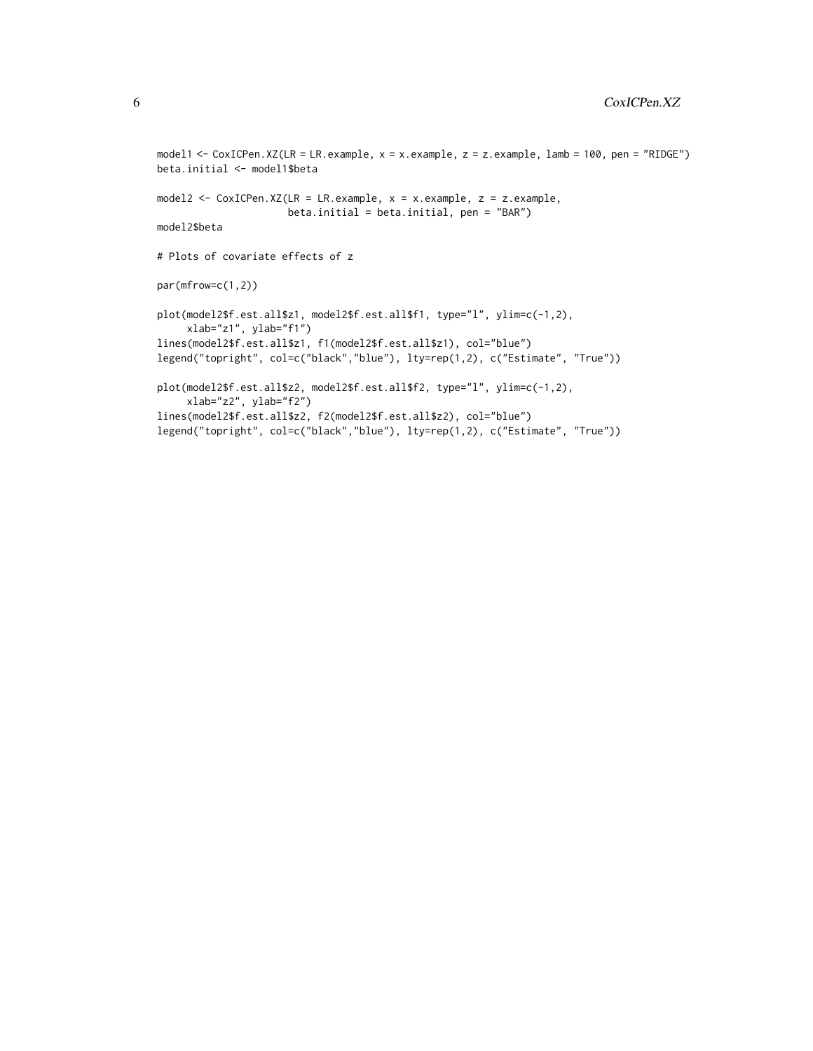```
model1 <- CoxICPen.XZ(LR = LR.example, x = x.example, z = z.example, lamb = 100, pen = "RIDGE")
beta.initial <- model1$beta

model2 <- CoxICPen.XZ(LR = LR.example, x = x.example, z = z.example,
                      beta.initial = beta.initial, pen = "BAR")
model2$beta

# Plots of covariate effects of z

par(mfrow=c(1,2))

plot(model2$f.est.all$z1, model2$f.est.all$f1, type="l", ylim=c(-1,2),
     xlab="z1", ylab="f1")
lines(model2$f.est.all$z1, f1(model2$f.est.all$z1), col="blue")
legend("topright", col=c("black","blue"), lty=rep(1,2), c("Estimate", "True"))

plot(model2$f.est.all$z2, model2$f.est.all$f2, type="l", ylim=c(-1,2),
     xlab="z2", ylab="f2")
lines(model2$f.est.all$z2, f2(model2$f.est.all$z2), col="blue")
legend("topright", col=c("black","blue"), lty=rep(1,2), c("Estimate", "True"))
```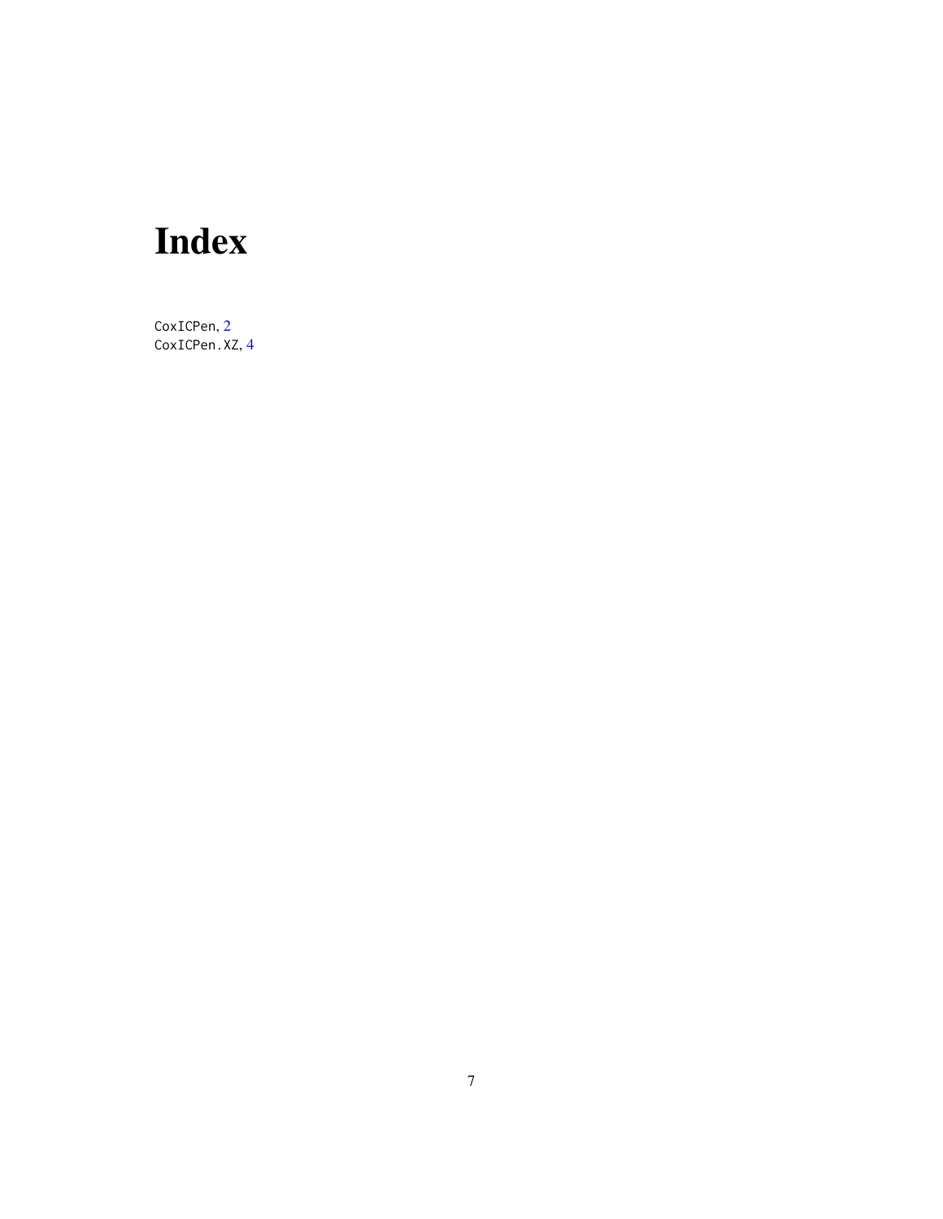# Index

CoxICPen, 2
CoxICPen.XZ, 4